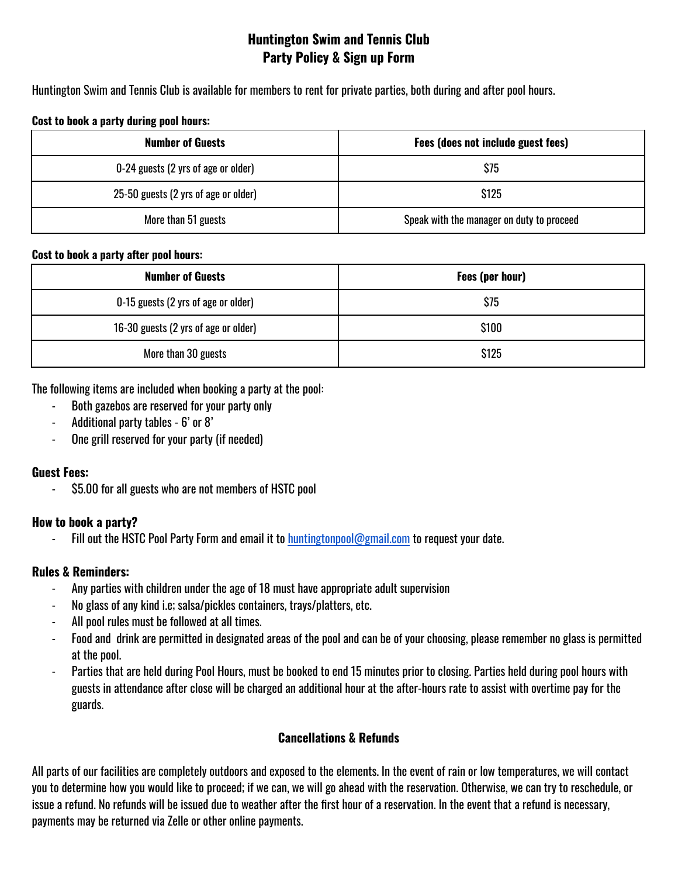# Huntington Swim and Tennis Club
# Party Policy & Sign up Form

Huntington Swim and Tennis Club is available for members to rent for private parties, both during and after pool hours.

**Cost to book a party during pool hours:**

| Number of Guests | Fees (does not include guest fees) |
|---|---|
| 0-24 guests (2 yrs of age or older) | $75 |
| 25-50 guests (2 yrs of age or older) | $125 |
| More than 51 guests | Speak with the manager on duty to proceed |

**Cost to book a party after pool hours:**

| Number of Guests | Fees (per hour) |
|---|---|
| 0-15 guests (2 yrs of age or older) | $75 |
| 16-30 guests (2 yrs of age or older) | $100 |
| More than 30 guests | $125 |

The following items are included when booking a party at the pool:

- Both gazebos are reserved for your party only
- Additional party tables - 6' or 8'
- One grill reserved for your party (if needed)

### Guest Fees:

- $5.00 for all guests who are not members of HSTC pool

### How to book a party?

- Fill out the HSTC Pool Party Form and email it to huntingtonpool@gmail.com to request your date.

### Rules & Reminders:

- Any parties with children under the age of 18 must have appropriate adult supervision
- No glass of any kind i.e; salsa/pickles containers, trays/platters, etc.
- All pool rules must be followed at all times.
- Food and drink are permitted in designated areas of the pool and can be of your choosing, please remember no glass is permitted at the pool.
- Parties that are held during Pool Hours, must be booked to end 15 minutes prior to closing. Parties held during pool hours with guests in attendance after close will be charged an additional hour at the after-hours rate to assist with overtime pay for the guards.

## Cancellations & Refunds

All parts of our facilities are completely outdoors and exposed to the elements. In the event of rain or low temperatures, we will contact you to determine how you would like to proceed; if we can, we will go ahead with the reservation. Otherwise, we can try to reschedule, or issue a refund. No refunds will be issued due to weather after the first hour of a reservation. In the event that a refund is necessary, payments may be returned via Zelle or other online payments.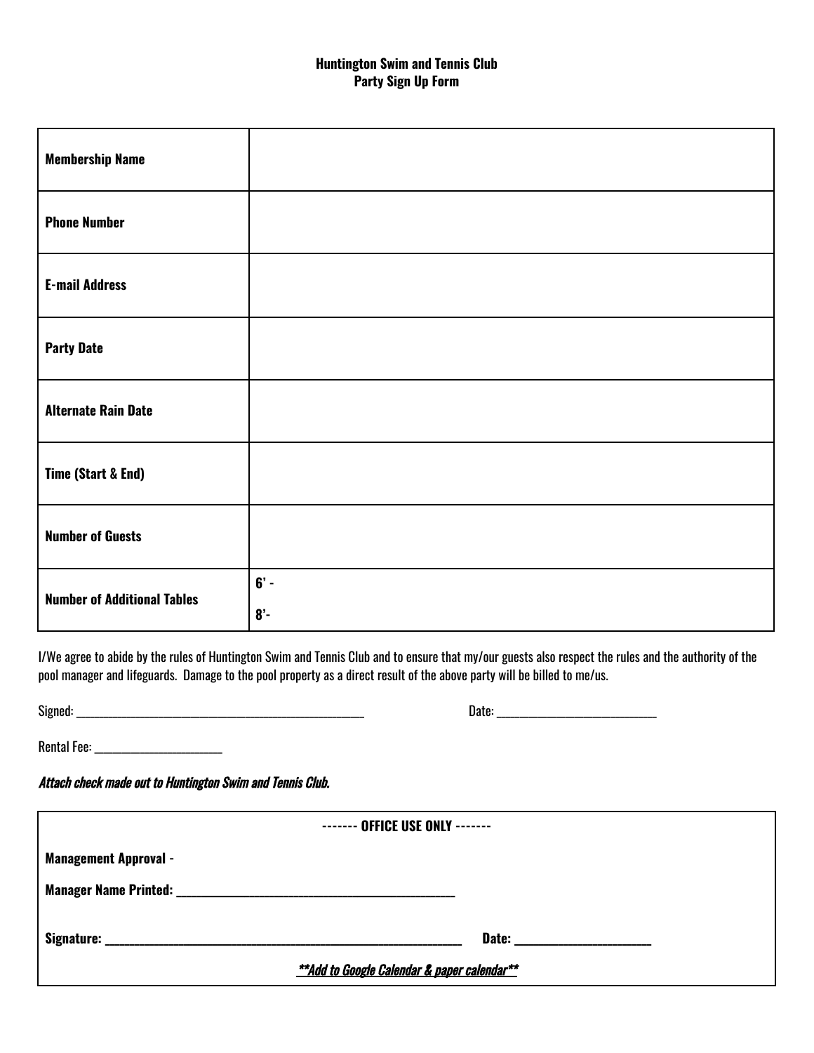**Huntington Swim and Tennis Club**
**Party Sign Up Form**

| | |
|---|---|
| **Membership Name** | |
| **Phone Number** | |
| **E-mail Address** | |
| **Party Date** | |
| **Alternate Rain Date** | |
| **Time (Start & End)** | |
| **Number of Guests** | |
| **Number of Additional Tables** | **6' -** <br> **8'-** |

I/We agree to abide by the rules of Huntington Swim and Tennis Club and to ensure that my/our guests also respect the rules and the authority of the pool manager and lifeguards. Damage to the pool property as a direct result of the above party will be billed to me/us.

Signed: ______________________________________ Date: ______________________

Rental Fee: __________________

***Attach check made out to Huntington Swim and Tennis Club.***

------- **OFFICE USE ONLY** -------

**Management Approval -**

**Manager Name Printed: ____________________________________**

**Signature: ______________________________________________ Date: ________________**

***<u>**Add to Google Calendar & paper calendar**</u>***